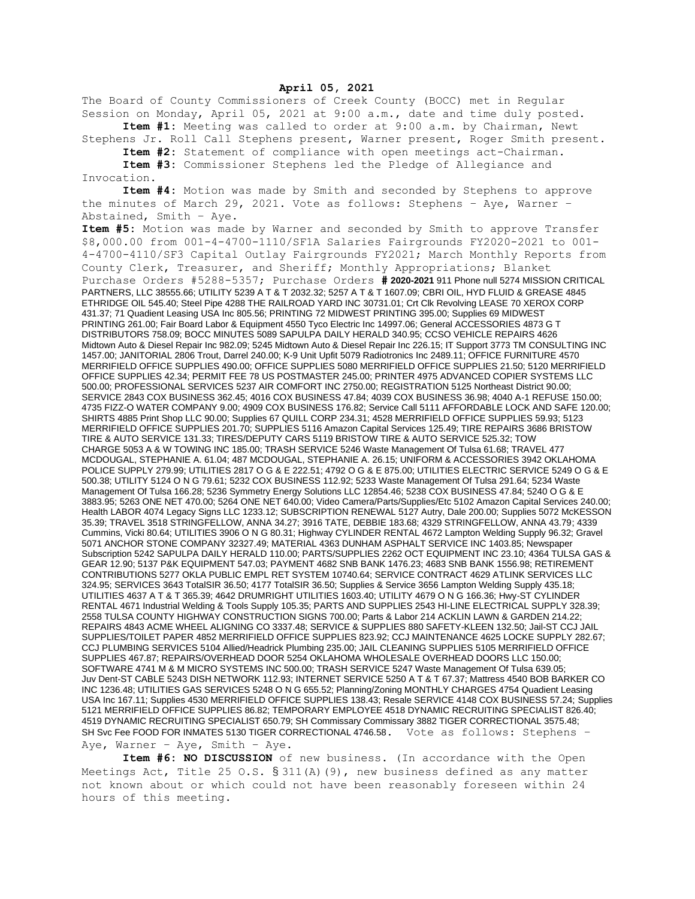**April 05, 2021**

The Board of County Commissioners of Creek County (BOCC) met in Regular Session on Monday, April 05, 2021 at 9:00 a.m., date and time duly posted.

**Item #1:** Meeting was called to order at 9:00 a.m. by Chairman, Newt Stephens Jr. Roll Call Stephens present, Warner present, Roger Smith present.

**Item #2:** Statement of compliance with open meetings act-Chairman.

**Item #3:** Commissioner Stephens led the Pledge of Allegiance and Invocation.

**Item #4:** Motion was made by Smith and seconded by Stephens to approve the minutes of March 29, 2021. Vote as follows: Stephens – Aye, Warner – Abstained, Smith – Aye.

**Item #5:** Motion was made by Warner and seconded by Smith to approve Transfer $8,000.00 from 001-4-4700-1110/SF1A Salaries Fairgrounds FY2020-2021 to 001-4-4700-4110/SF3 Capital Outlay Fairgrounds FY2021; March Monthly Reports from County Clerk, Treasurer, and Sheriff; Monthly Appropriations; Blanket Purchase Orders #5288-5357; Purchase Orders **# 2020-2021** 911 Phone null 5274 MISSION CRITICAL PARTNERS, LLC 38555.66; UTILITY 5239 A T & T 2032.32; 5257 A T & T 1607.09; CBRI OIL, HYD FLUID & GREASE 4845 ETHRIDGE OIL 545.40; Steel Pipe 4288 THE RAILROAD YARD INC 30731.01; Crt Clk Revolving LEASE 70 XEROX CORP 431.37; 71 Quadient Leasing USA Inc 805.56; PRINTING 72 MIDWEST PRINTING 395.00; Supplies 69 MIDWEST PRINTING 261.00; Fair Board Labor & Equipment 4550 Tyco Electric Inc 14997.06; General ACCESSORIES 4873 G T DISTRIBUTORS 758.09; BOCC MINUTES 5089 SAPULPA DAILY HERALD 340.95; CCSO VEHICLE REPAIRS 4626 Midtown Auto & Diesel Repair Inc 982.09; 5245 Midtown Auto & Diesel Repair Inc 226.15; IT Support 3773 TM CONSULTING INC 1457.00; JANITORIAL 2806 Trout, Darrel 240.00; K-9 Unit Upfit 5079 Radiotronics Inc 2489.11; OFFICE FURNITURE 4570 MERRIFIELD OFFICE SUPPLIES 490.00; OFFICE SUPPLIES 5080 MERRIFIELD OFFICE SUPPLIES 21.50; 5120 MERRIFIELD OFFICE SUPPLIES 42.34; PERMIT FEE 78 US POSTMASTER 245.00; PRINTER 4975 ADVANCED COPIER SYSTEMS LLC 500.00; PROFESSIONAL SERVICES 5237 AIR COMFORT INC 2750.00; REGISTRATION 5125 Northeast District 90.00; SERVICE 2843 COX BUSINESS 362.45; 4016 COX BUSINESS 47.84; 4039 COX BUSINESS 36.98; 4040 A-1 REFUSE 150.00; 4735 FIZZ-O WATER COMPANY 9.00; 4909 COX BUSINESS 176.82; Service Call 5111 AFFORDABLE LOCK AND SAFE 120.00; SHIRTS 4885 Print Shop LLC 90.00; Supplies 67 QUILL CORP 234.31; 4528 MERRIFIELD OFFICE SUPPLIES 59.93; 5123 MERRIFIELD OFFICE SUPPLIES 201.70; SUPPLIES 5116 Amazon Capital Services 125.49; TIRE REPAIRS 3686 BRISTOW TIRE & AUTO SERVICE 131.33; TIRES/DEPUTY CARS 5119 BRISTOW TIRE & AUTO SERVICE 525.32; TOW CHARGE 5053 A & W TOWING INC 185.00; TRASH SERVICE 5246 Waste Management Of Tulsa 61.68; TRAVEL 477 MCDOUGAL, STEPHANIE A. 61.04; 487 MCDOUGAL, STEPHANIE A. 26.15; UNIFORM & ACCESSORIES 3942 OKLAHOMA POLICE SUPPLY 279.99; UTILITIES 2817 O G & E 222.51; 4792 O G & E 875.00; UTILITIES ELECTRIC SERVICE 5249 O G & E 500.38; UTILITY 5124 O N G 79.61; 5232 COX BUSINESS 112.92; 5233 Waste Management Of Tulsa 291.64; 5234 Waste Management Of Tulsa 166.28; 5236 Symmetry Energy Solutions LLC 12854.46; 5238 COX BUSINESS 47.84; 5240 O G & E 3883.95; 5263 ONE NET 470.00; 5264 ONE NET 640.00; Video Camera/Parts/Supplies/Etc 5102 Amazon Capital Services 240.00; Health LABOR 4074 Legacy Signs LLC 1233.12; SUBSCRIPTION RENEWAL 5127 Autry, Dale 200.00; Supplies 5072 McKESSON 35.39; TRAVEL 3518 STRINGFELLOW, ANNA 34.27; 3916 TATE, DEBBIE 183.68; 4329 STRINGFELLOW, ANNA 43.79; 4339 Cummins, Vicki 80.64; UTILITIES 3906 O N G 80.31; Highway CYLINDER RENTAL 4672 Lampton Welding Supply 96.32; Gravel 5071 ANCHOR STONE COMPANY 32327.49; MATERIAL 4363 DUNHAM ASPHALT SERVICE INC 1403.85; Newspaper Subscription 5242 SAPULPA DAILY HERALD 110.00; PARTS/SUPPLIES 2262 OCT EQUIPMENT INC 23.10; 4364 TULSA GAS & GEAR 12.90; 5137 P&K EQUIPMENT 547.03; PAYMENT 4682 SNB BANK 1476.23; 4683 SNB BANK 1556.98; RETIREMENT CONTRIBUTIONS 5277 OKLA PUBLIC EMPL RET SYSTEM 10740.64; SERVICE CONTRACT 4629 ATLINK SERVICES LLC 324.95; SERVICES 3643 TotalSIR 36.50; 4177 TotalSIR 36.50; Supplies & Service 3656 Lampton Welding Supply 435.18; UTILITIES 4637 A T & T 365.39; 4642 DRUMRIGHT UTILITIES 1603.40; UTILITY 4679 O N G 166.36; Hwy-ST CYLINDER RENTAL 4671 Industrial Welding & Tools Supply 105.35; PARTS AND SUPPLIES 2543 HI-LINE ELECTRICAL SUPPLY 328.39; 2558 TULSA COUNTY HIGHWAY CONSTRUCTION SIGNS 700.00; Parts & Labor 214 ACKLIN LAWN & GARDEN 214.22; REPAIRS 4843 ACME WHEEL ALIGNING CO 3337.48; SERVICE & SUPPLIES 880 SAFETY-KLEEN 132.50; Jail-ST CCJ JAIL SUPPLIES/TOILET PAPER 4852 MERRIFIELD OFFICE SUPPLIES 823.92; CCJ MAINTENANCE 4625 LOCKE SUPPLY 282.67; CCJ PLUMBING SERVICES 5104 Allied/Headrick Plumbing 235.00; JAIL CLEANING SUPPLIES 5105 MERRIFIELD OFFICE SUPPLIES 467.87; REPAIRS/OVERHEAD DOOR 5254 OKLAHOMA WHOLESALE OVERHEAD DOORS LLC 150.00; SOFTWARE 4741 M & M MICRO SYSTEMS INC 500.00; TRASH SERVICE 5247 Waste Management Of Tulsa 639.05; Juv Dent-ST CABLE 5243 DISH NETWORK 112.93; INTERNET SERVICE 5250 A T & T 67.37; Mattress 4540 BOB BARKER CO INC 1236.48; UTILITIES GAS SERVICES 5248 O N G 655.52; Planning/Zoning MONTHLY CHARGES 4754 Quadient Leasing USA Inc 167.11; Supplies 4530 MERRIFIELD OFFICE SUPPLIES 138.43; Resale SERVICE 4148 COX BUSINESS 57.24; Supplies 5121 MERRIFIELD OFFICE SUPPLIES 86.82; TEMPORARY EMPLOYEE 4518 DYNAMIC RECRUITING SPECIALIST 826.40; 4519 DYNAMIC RECRUITING SPECIALIST 650.79; SH Commissary Commissary 3882 TIGER CORRECTIONAL 3575.48; SH Svc Fee FOOD FOR INMATES 5130 TIGER CORRECTIONAL 4746.58. Vote as follows: Stephens – Aye, Warner – Aye, Smith – Aye.

**Item #6: NO DISCUSSION** of new business. (In accordance with the Open Meetings Act, Title 25 O.S. § 311(A)(9), new business defined as any matter not known about or which could not have been reasonably foreseen within 24 hours of this meeting.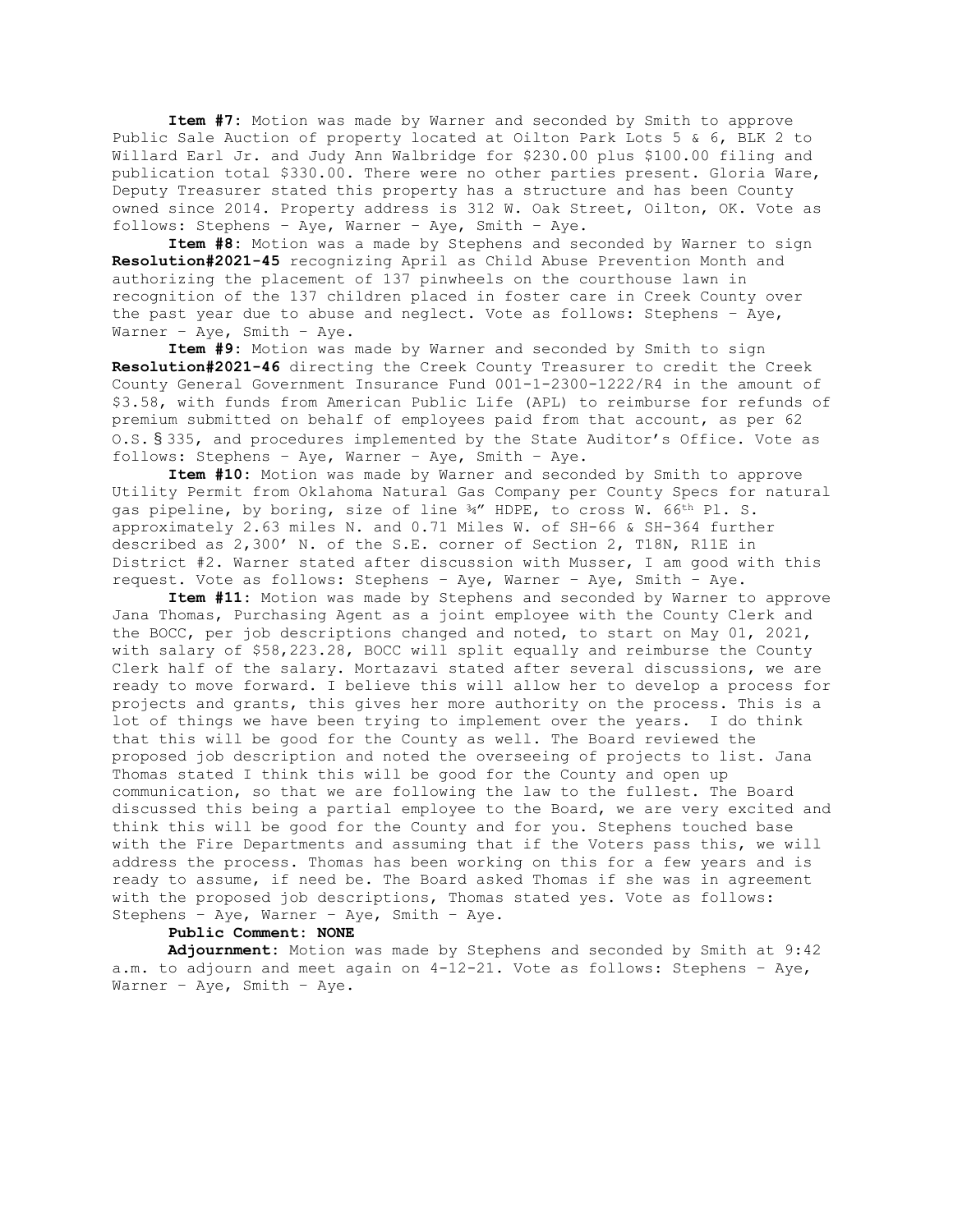**Item #7:** Motion was made by Warner and seconded by Smith to approve Public Sale Auction of property located at Oilton Park Lots 5 & 6, BLK 2 to Willard Earl Jr. and Judy Ann Walbridge for $230.00 plus $100.00 filing and publication total $330.00. There were no other parties present. Gloria Ware, Deputy Treasurer stated this property has a structure and has been County owned since 2014. Property address is 312 W. Oak Street, Oilton, OK. Vote as follows: Stephens – Aye, Warner – Aye, Smith – Aye.

**Item #8:** Motion was a made by Stephens and seconded by Warner to sign **Resolution#2021-45** recognizing April as Child Abuse Prevention Month and authorizing the placement of 137 pinwheels on the courthouse lawn in recognition of the 137 children placed in foster care in Creek County over the past year due to abuse and neglect. Vote as follows: Stephens – Aye, Warner – Aye, Smith – Aye.

**Item #9:** Motion was made by Warner and seconded by Smith to sign **Resolution#2021-46** directing the Creek County Treasurer to credit the Creek County General Government Insurance Fund 001-1-2300-1222/R4 in the amount of $3.58, with funds from American Public Life (APL) to reimburse for refunds of premium submitted on behalf of employees paid from that account, as per 62 O.S.§335, and procedures implemented by the State Auditor's Office. Vote as follows: Stephens – Aye, Warner – Aye, Smith – Aye.

**Item #10:** Motion was made by Warner and seconded by Smith to approve Utility Permit from Oklahoma Natural Gas Company per County Specs for natural gas pipeline, by boring, size of line ¾" HDPE, to cross W. 66th Pl. S. approximately 2.63 miles N. and 0.71 Miles W. of SH-66 & SH-364 further described as 2,300' N. of the S.E. corner of Section 2, T18N, R11E in District #2. Warner stated after discussion with Musser, I am good with this request. Vote as follows: Stephens – Aye, Warner – Aye, Smith – Aye.

**Item #11:** Motion was made by Stephens and seconded by Warner to approve Jana Thomas, Purchasing Agent as a joint employee with the County Clerk and the BOCC, per job descriptions changed and noted, to start on May 01, 2021, with salary of $58,223.28, BOCC will split equally and reimburse the County Clerk half of the salary. Mortazavi stated after several discussions, we are ready to move forward. I believe this will allow her to develop a process for projects and grants, this gives her more authority on the process. This is a lot of things we have been trying to implement over the years. I do think that this will be good for the County as well. The Board reviewed the proposed job description and noted the overseeing of projects to list. Jana Thomas stated I think this will be good for the County and open up communication, so that we are following the law to the fullest. The Board discussed this being a partial employee to the Board, we are very excited and think this will be good for the County and for you. Stephens touched base with the Fire Departments and assuming that if the Voters pass this, we will address the process. Thomas has been working on this for a few years and is ready to assume, if need be. The Board asked Thomas if she was in agreement with the proposed job descriptions, Thomas stated yes. Vote as follows: Stephens – Aye, Warner – Aye, Smith – Aye.

**Public Comment: NONE**

**Adjournment:** Motion was made by Stephens and seconded by Smith at 9:42 a.m. to adjourn and meet again on 4-12-21. Vote as follows: Stephens – Aye, Warner – Aye, Smith – Aye.